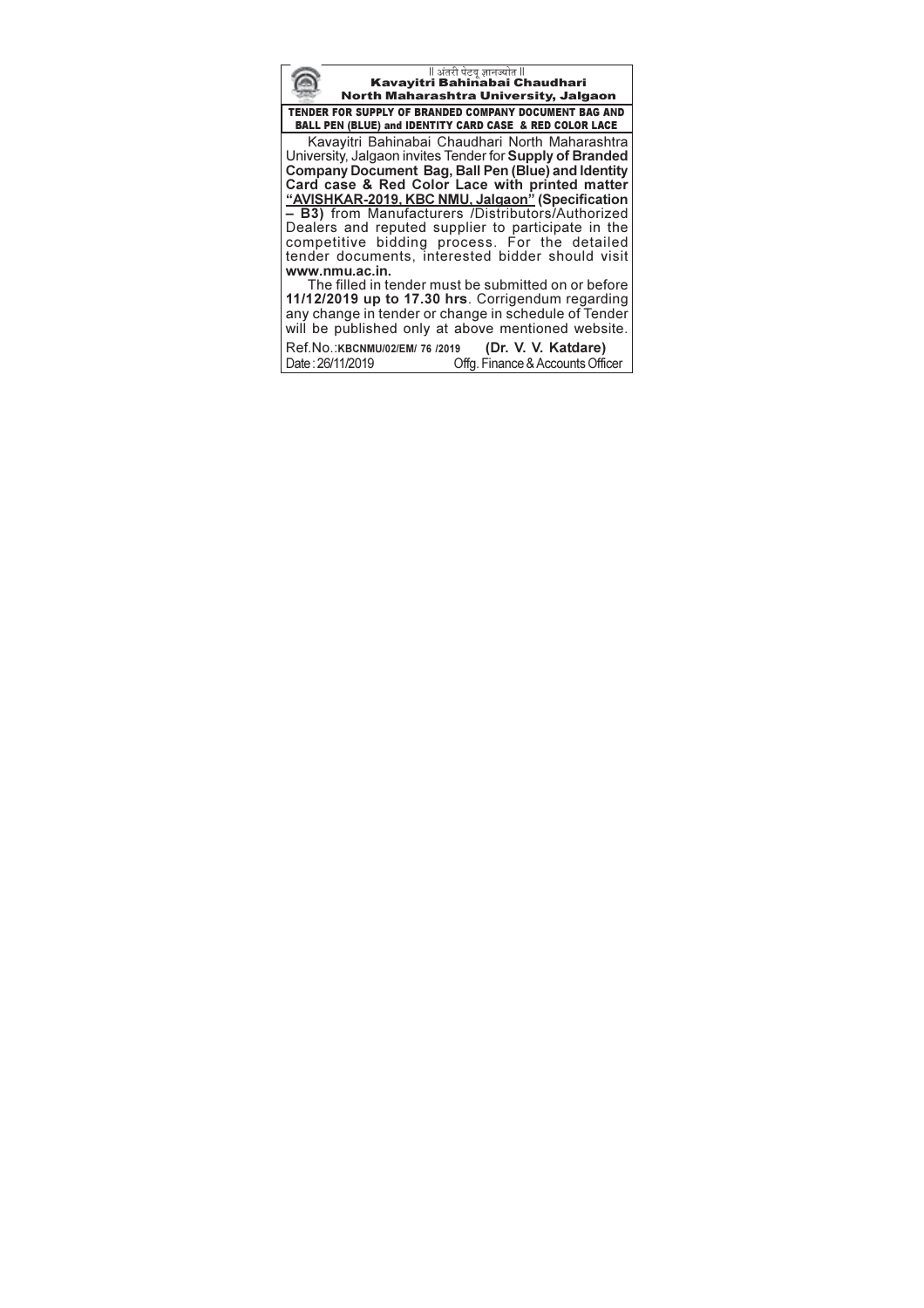|| अंतरी पेटवू ज्ञानज्योत ||

# Kavayitri Bahinabai Chaudhari North Maharashtra University, Jalgaon

## TENDER FOR SUPPLY OF BRANDED COMPANY DOCUMENT BAG AND BALL PEN (BLUE) and IDENTITY CARD CASE & RED COLOR LACE

Kavayitri Bahinabai Chaudhari North Maharashtra University, Jalgaon invites Tender for **Supply of Branded Company Document Bag, Ball Pen (Blue) and Identity Card case & Red Color Lace with printed matter "AVISHKAR-2019, KBC NMU, Jalgaon" (Specification – B3)** from Manufacturers /Distributors/Authorized Dealers and reputed supplier to participate in the competitive bidding process. For the detailed tender documents, interested bidder should visit **www.nmu.ac.in.**

The filled in tender must be submitted on or before **11/12/2019 up to 17.30 hrs**. Corrigendum regarding any change in tender or change in schedule of Tender will be published only at above mentioned website.

Ref.No.:KBCNMU/02/EM/ 76 /2019
Date : 26/11/2019

**(Dr. V. V. Katdare)**
Offg. Finance & Accounts Officer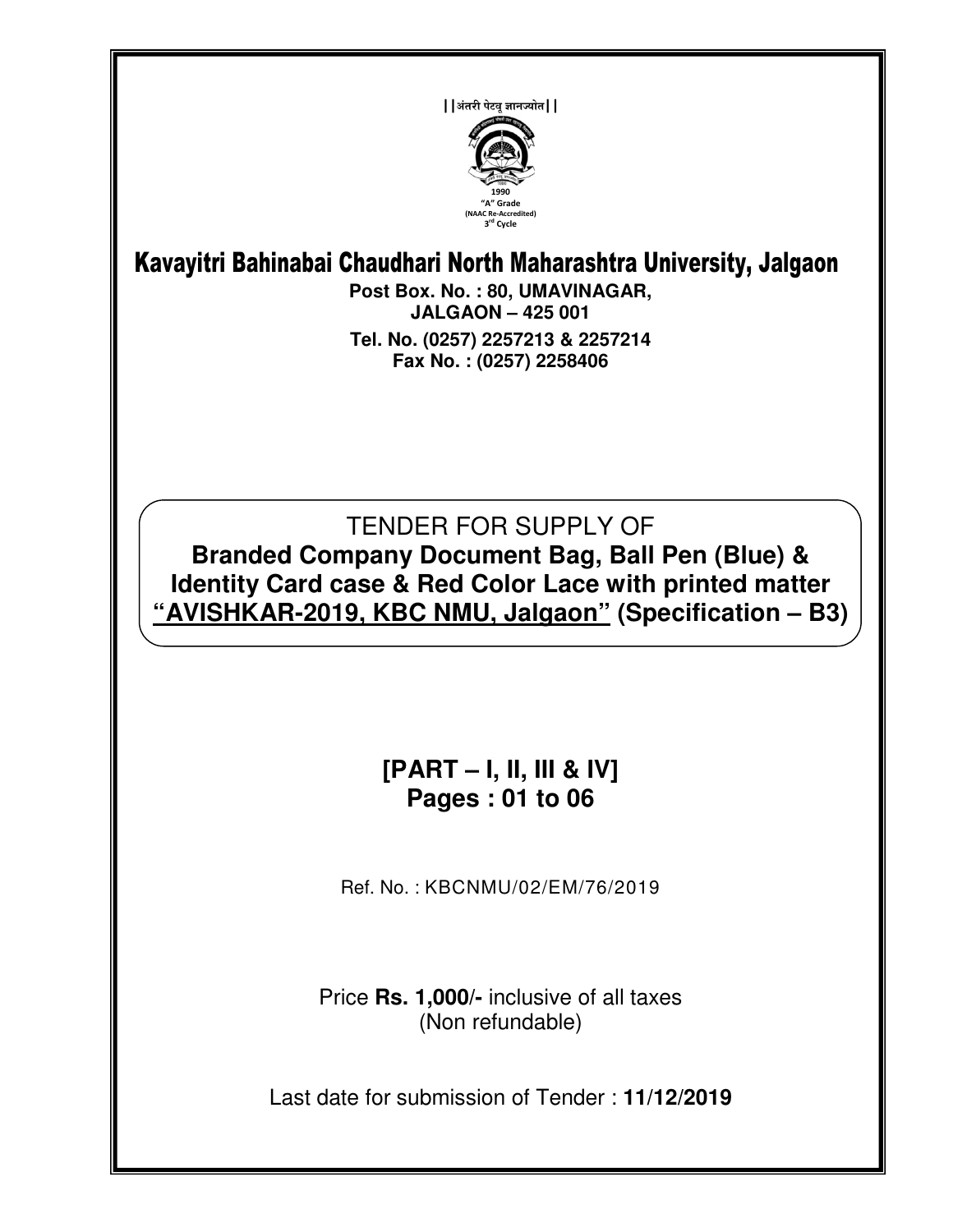||अंतरी पेटवू ज्ञानज्योत||

1990
"A" Grade
(NAAC Re-Accredited)
3rd Cycle

# Kavayitri Bahinabai Chaudhari North Maharashtra University, Jalgaon

**Post Box. No. : 80, UMAVINAGAR,**
**JALGAON – 425 001**
**Tel. No. (0257) 2257213 & 2257214**
**Fax No. : (0257) 2258406**

TENDER FOR SUPPLY OF
**Branded Company Document Bag, Ball Pen (Blue) & Identity Card case & Red Color Lace with printed matter "AVISHKAR-2019, KBC NMU, Jalgaon" (Specification – B3)**

**[PART – I, II, III & IV]**
**Pages : 01 to 06**

Ref. No. : KBCNMU/02/EM/76/2019

Price **Rs. 1,000/-** inclusive of all taxes
(Non refundable)

Last date for submission of Tender : **11/12/2019**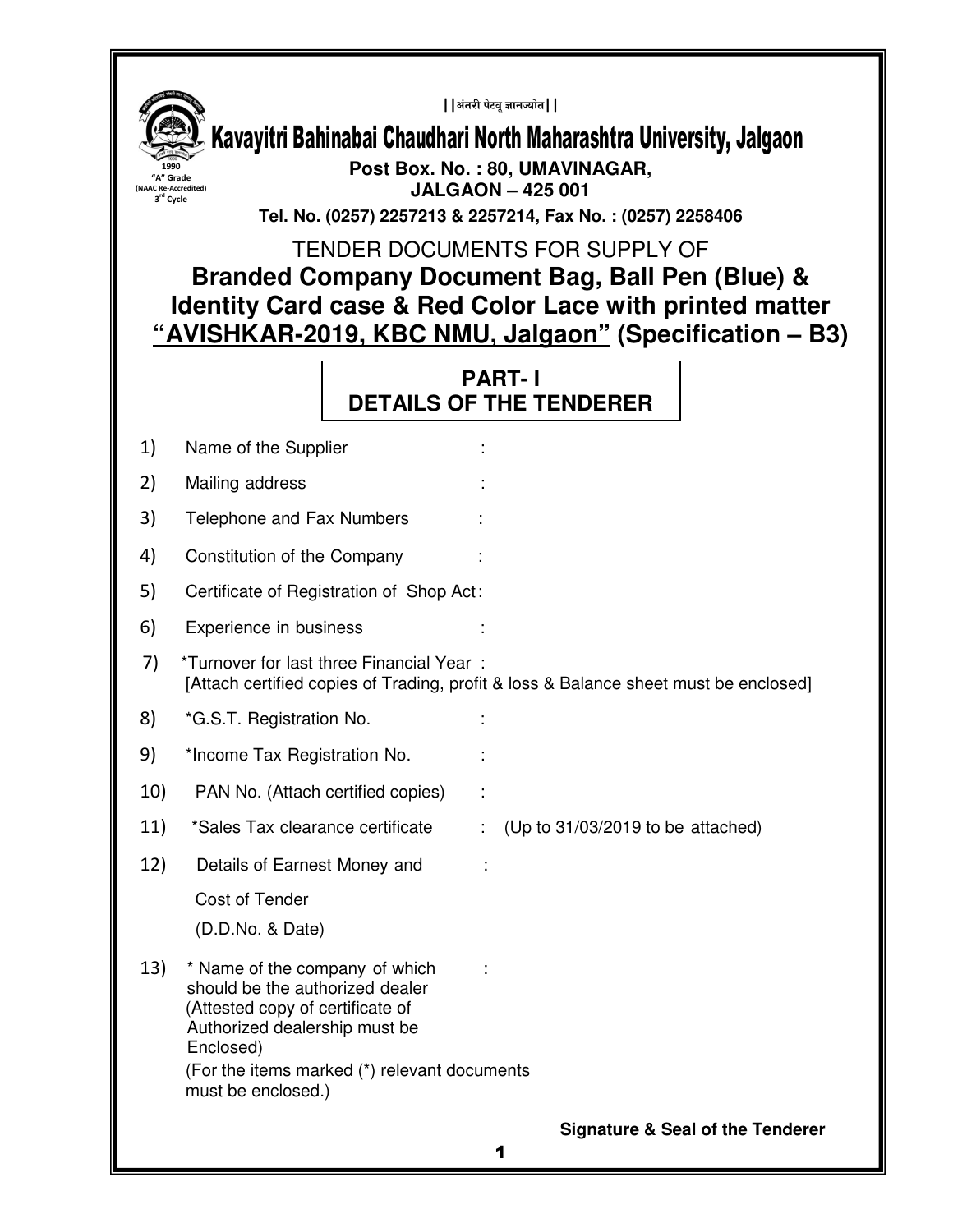||अंतरी पेटवू ज्ञानज्योत||

# Kavayitri Bahinabai Chaudhari North Maharashtra University, Jalgaon

1990
"A" Grade
(NAAC Re-Accredited)
3rd Cycle

**Post Box. No. : 80, UMAVINAGAR,**
**JALGAON – 425 001**

**Tel. No. (0257) 2257213 & 2257214, Fax No. : (0257) 2258406**

TENDER DOCUMENTS FOR SUPPLY OF

## Branded Company Document Bag, Ball Pen (Blue) & Identity Card case & Red Color Lace with printed matter "AVISHKAR-2019, KBC NMU, Jalgaon" (Specification – B3)

## PART- I
## DETAILS OF THE TENDERER

1) Name of the Supplier :

2) Mailing address :

3) Telephone and Fax Numbers :

4) Constitution of the Company :

5) Certificate of Registration of Shop Act :

6) Experience in business :

7) *Turnover for last three Financial Year :
[Attach certified copies of Trading, profit & loss & Balance sheet must be enclosed]

8) *G.S.T. Registration No. :

9) *Income Tax Registration No. :

10) PAN No. (Attach certified copies) :

11) *Sales Tax clearance certificate : (Up to 31/03/2019 to be attached)

12) Details of Earnest Money and Cost of Tender (D.D.No. & Date) :

13) * Name of the company of which should be the authorized dealer (Attested copy of certificate of Authorized dealership must be Enclosed) :
(For the items marked (*) relevant documents must be enclosed.)

**Signature & Seal of the Tenderer**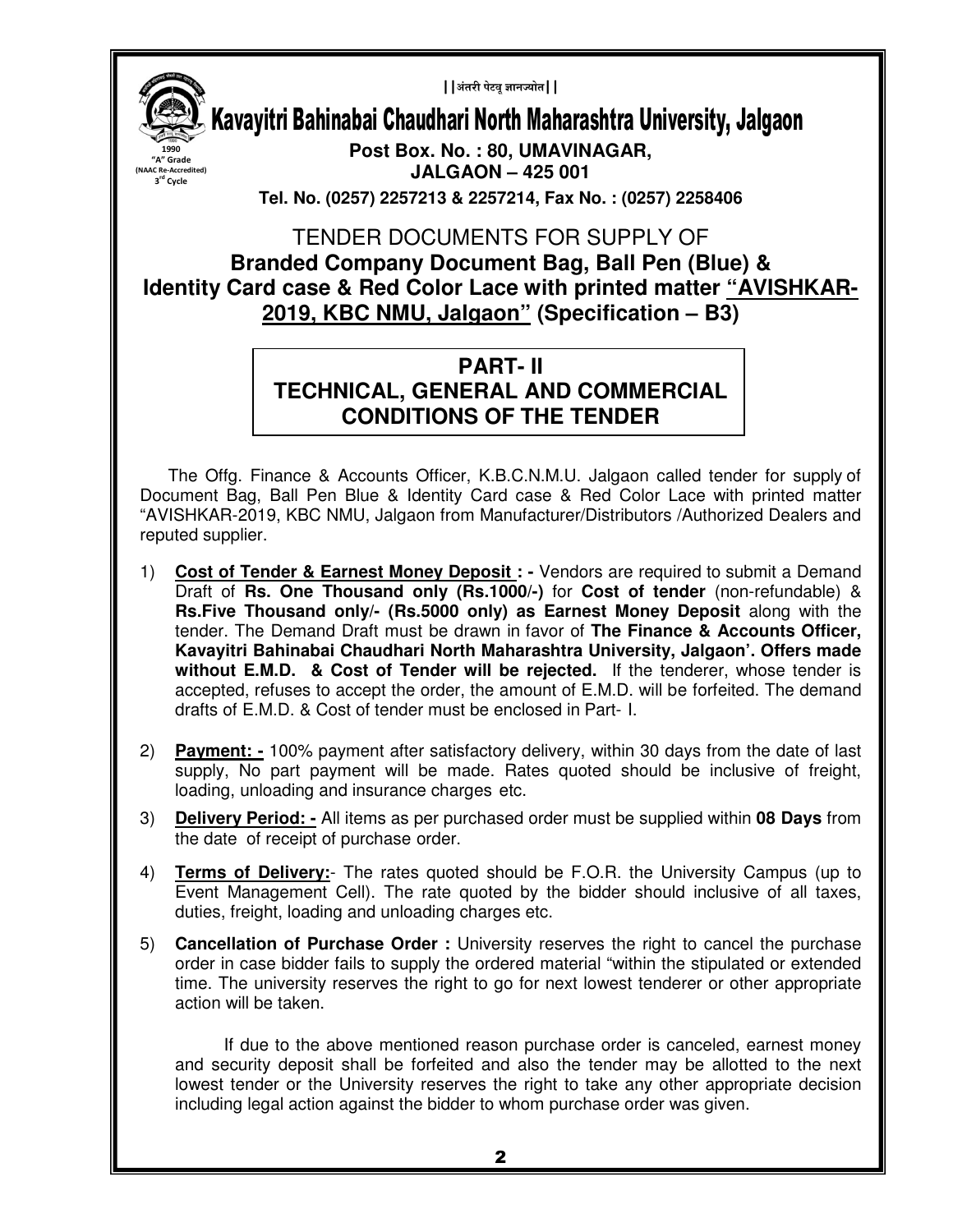||अंतरी पेटवू ज्ञानज्योत||

# Kavayitri Bahinabai Chaudhari North Maharashtra University, Jalgaon

1990
"A" Grade
(NAAC Re-Accredited)
3rd Cycle

**Post Box. No. : 80, UMAVINAGAR,**
**JALGAON – 425 001**
**Tel. No. (0257) 2257213 & 2257214, Fax No. : (0257) 2258406**

## TENDER DOCUMENTS FOR SUPPLY OF
## Branded Company Document Bag, Ball Pen (Blue) & Identity Card case & Red Color Lace with printed matter "AVISHKAR-2019, KBC NMU, Jalgaon" (Specification – B3)

## PART- II
## TECHNICAL, GENERAL AND COMMERCIAL CONDITIONS OF THE TENDER

The Offg. Finance & Accounts Officer, K.B.C.N.M.U. Jalgaon called tender for supply of Document Bag, Ball Pen Blue & Identity Card case & Red Color Lace with printed matter "AVISHKAR-2019, KBC NMU, Jalgaon from Manufacturer/Distributors /Authorized Dealers and reputed supplier.

1) **Cost of Tender & Earnest Money Deposit : -** Vendors are required to submit a Demand Draft of **Rs. One Thousand only (Rs.1000/-)** for **Cost of tender** (non-refundable) & **Rs.Five Thousand only/- (Rs.5000 only) as Earnest Money Deposit** along with the tender. The Demand Draft must be drawn in favor of **The Finance & Accounts Officer, Kavayitri Bahinabai Chaudhari North Maharashtra University, Jalgaon'. Offers made without E.M.D. & Cost of Tender will be rejected.** If the tenderer, whose tender is accepted, refuses to accept the order, the amount of E.M.D. will be forfeited. The demand drafts of E.M.D. & Cost of tender must be enclosed in Part- I.

2) **Payment: -** 100% payment after satisfactory delivery, within 30 days from the date of last supply, No part payment will be made. Rates quoted should be inclusive of freight, loading, unloading and insurance charges etc.

3) **Delivery Period: -** All items as per purchased order must be supplied within **08 Days** from the date of receipt of purchase order.

4) **Terms of Delivery:**- The rates quoted should be F.O.R. the University Campus (up to Event Management Cell). The rate quoted by the bidder should inclusive of all taxes, duties, freight, loading and unloading charges etc.

5) **Cancellation of Purchase Order :** University reserves the right to cancel the purchase order in case bidder fails to supply the ordered material "within the stipulated or extended time. The university reserves the right to go for next lowest tenderer or other appropriate action will be taken.

   If due to the above mentioned reason purchase order is canceled, earnest money and security deposit shall be forfeited and also the tender may be allotted to the next lowest tender or the University reserves the right to take any other appropriate decision including legal action against the bidder to whom purchase order was given.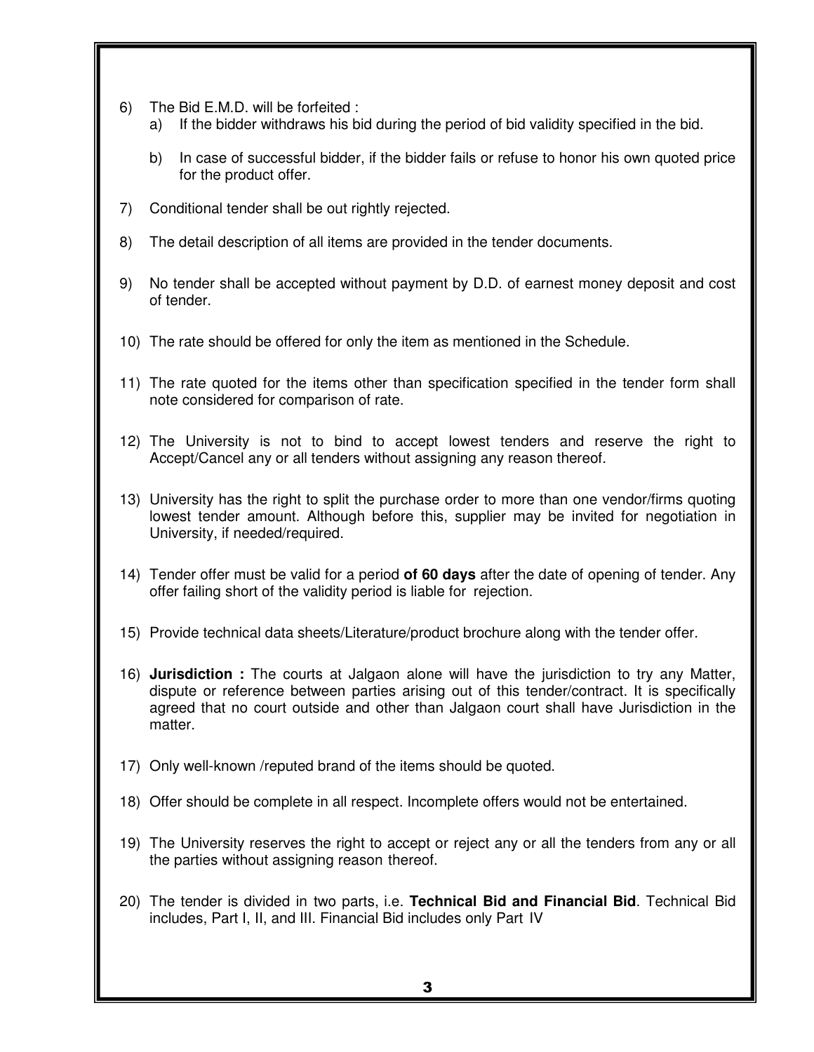6) The Bid E.M.D. will be forfeited :
   a) If the bidder withdraws his bid during the period of bid validity specified in the bid.

   b) In case of successful bidder, if the bidder fails or refuse to honor his own quoted price for the product offer.

7) Conditional tender shall be out rightly rejected.

8) The detail description of all items are provided in the tender documents.

9) No tender shall be accepted without payment by D.D. of earnest money deposit and cost of tender.

10) The rate should be offered for only the item as mentioned in the Schedule.

11) The rate quoted for the items other than specification specified in the tender form shall note considered for comparison of rate.

12) The University is not to bind to accept lowest tenders and reserve the right to Accept/Cancel any or all tenders without assigning any reason thereof.

13) University has the right to split the purchase order to more than one vendor/firms quoting lowest tender amount. Although before this, supplier may be invited for negotiation in University, if needed/required.

14) Tender offer must be valid for a period **of 60 days** after the date of opening of tender. Any offer failing short of the validity period is liable for rejection.

15) Provide technical data sheets/Literature/product brochure along with the tender offer.

16) **Jurisdiction :** The courts at Jalgaon alone will have the jurisdiction to try any Matter, dispute or reference between parties arising out of this tender/contract. It is specifically agreed that no court outside and other than Jalgaon court shall have Jurisdiction in the matter.

17) Only well-known /reputed brand of the items should be quoted.

18) Offer should be complete in all respect. Incomplete offers would not be entertained.

19) The University reserves the right to accept or reject any or all the tenders from any or all the parties without assigning reason thereof.

20) The tender is divided in two parts, i.e. **Technical Bid and Financial Bid**. Technical Bid includes, Part I, II, and III. Financial Bid includes only Part IV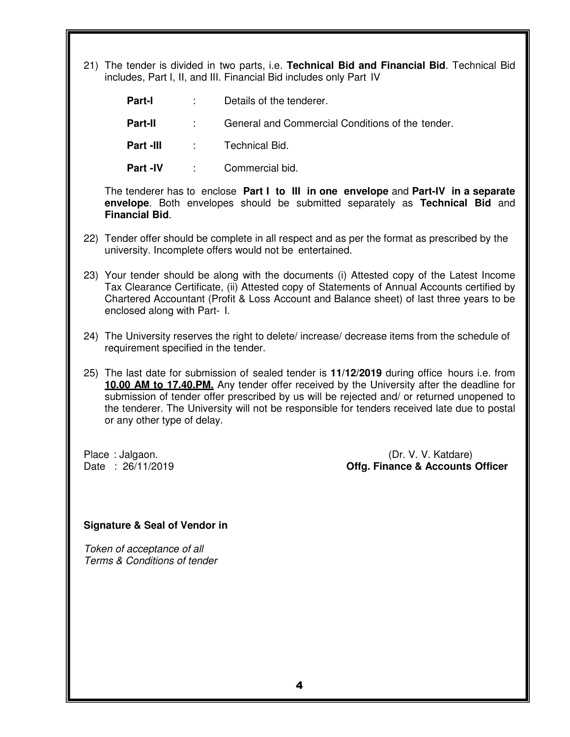21) The tender is divided in two parts, i.e. **Technical Bid and Financial Bid**. Technical Bid includes, Part I, II, and III. Financial Bid includes only Part IV

| | | |
|---|---|---|
| **Part-I** | : | Details of the tenderer. |
| **Part-II** | : | General and Commercial Conditions of the tender. |
| **Part -III** | : | Technical Bid. |
| **Part -IV** | : | Commercial bid. |

The tenderer has to enclose **Part I to III in one envelope** and **Part-IV in a separate envelope**. Both envelopes should be submitted separately as **Technical Bid** and **Financial Bid**.

22) Tender offer should be complete in all respect and as per the format as prescribed by the university. Incomplete offers would not be entertained.

23) Your tender should be along with the documents (i) Attested copy of the Latest Income Tax Clearance Certificate, (ii) Attested copy of Statements of Annual Accounts certified by Chartered Accountant (Profit & Loss Account and Balance sheet) of last three years to be enclosed along with Part- I.

24) The University reserves the right to delete/ increase/ decrease items from the schedule of requirement specified in the tender.

25) The last date for submission of sealed tender is **11/12/2019** during office hours i.e. from **10.00 AM to 17.40.PM.** Any tender offer received by the University after the deadline for submission of tender offer prescribed by us will be rejected and/ or returned unopened to the tenderer. The University will not be responsible for tenders received late due to postal or any other type of delay.

Place : Jalgaon.
Date : 26/11/2019

(Dr. V. V. Katdare)
**Offg. Finance & Accounts Officer**

**Signature & Seal of Vendor in**

*Token of acceptance of all*
*Terms & Conditions of tender*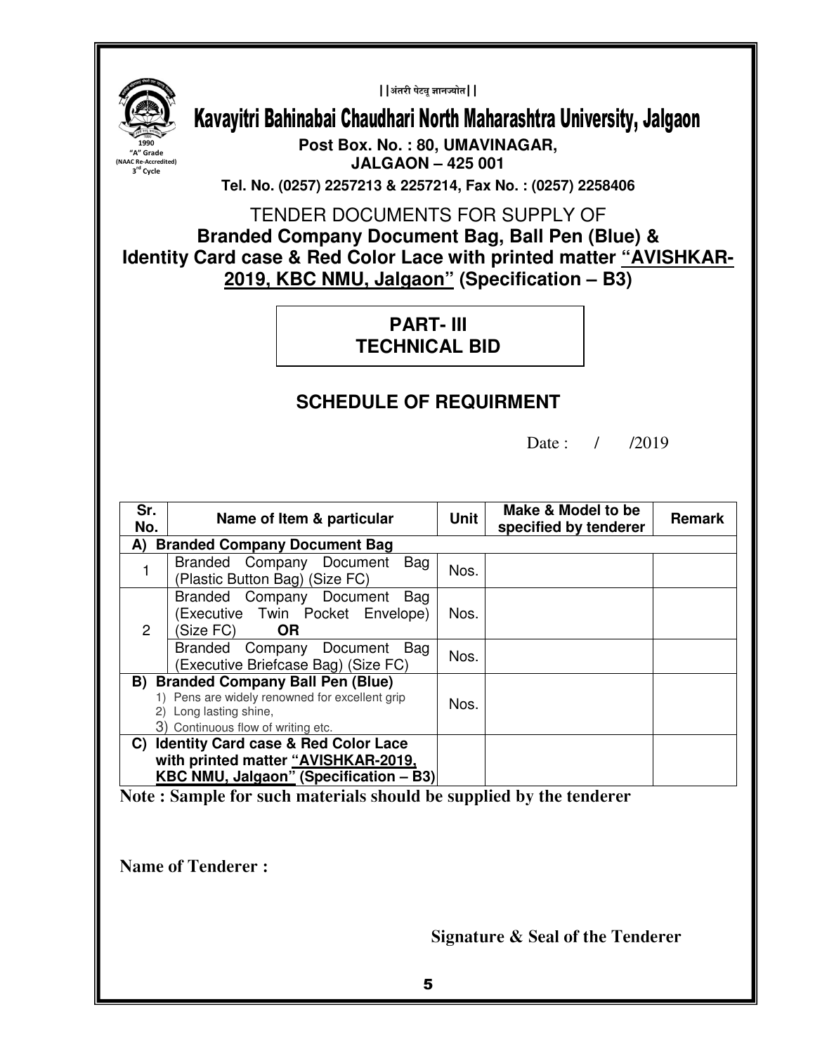||अंतरी पेटवू ज्ञानज्योत||

# Kavayitri Bahinabai Chaudhari North Maharashtra University, Jalgaon

1990
"A" Grade
(NAAC Re-Accredited)
3rd Cycle

**Post Box. No. : 80, UMAVINAGAR,**
**JALGAON – 425 001**
**Tel. No. (0257) 2257213 & 2257214, Fax No. : (0257) 2258406**

TENDER DOCUMENTS FOR SUPPLY OF
**Branded Company Document Bag, Ball Pen (Blue) & Identity Card case & Red Color Lace with printed matter "AVISHKAR-2019, KBC NMU, Jalgaon" (Specification – B3)**

## PART- III
## TECHNICAL BID

## SCHEDULE OF REQUIRMENT

Date : / /2019

| Sr. No. | Name of Item & particular | Unit | Make & Model to be specified by tenderer | Remark |
|---|---|---|---|---|
| **A)** | **Branded Company Document Bag** | | | |
| 1 | Branded Company Document Bag (Plastic Button Bag) (Size FC) | Nos. | | |
| 2 | Branded Company Document Bag (Executive Twin Pocket Envelope) (Size FC) **OR** | Nos. | | |
| | Branded Company Document Bag (Executive Briefcase Bag) (Size FC) | Nos. | | |
| **B)** | **Branded Company Ball Pen (Blue)**<br>1) Pens are widely renowned for excellent grip<br>2) Long lasting shine,<br>3) Continuous flow of writing etc. | Nos. | | |
| **C)** | **Identity Card case & Red Color Lace with printed matter "AVISHKAR-2019, KBC NMU, Jalgaon" (Specification – B3)** | | | |

**Note : Sample for such materials should be supplied by the tenderer**

**Name of Tenderer :**

**Signature & Seal of the Tenderer**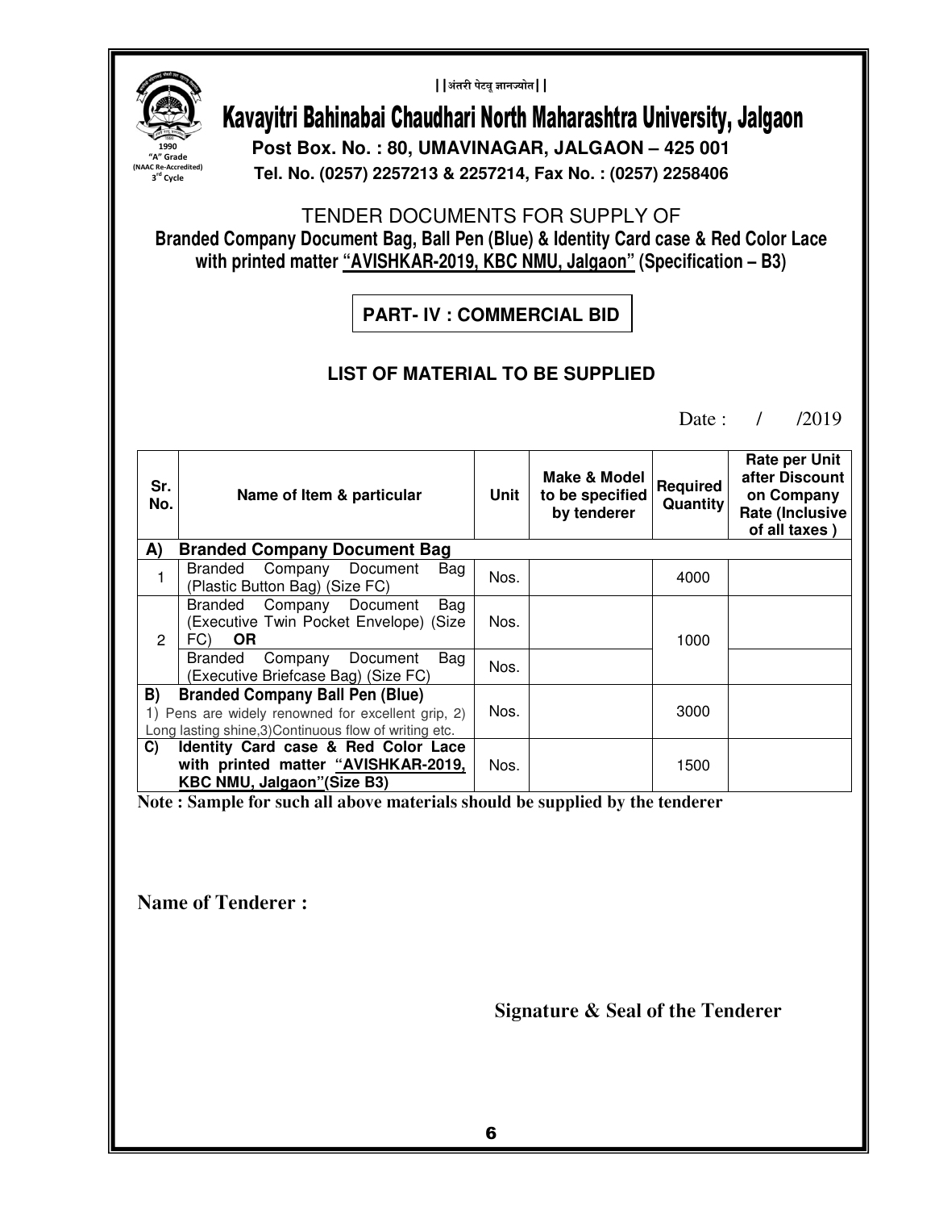||अंतरी पेटवू ज्ञानज्योत||

# Kavayitri Bahinabai Chaudhari North Maharashtra University, Jalgaon

1990
"A" Grade
(NAAC Re-Accredited)
3rd Cycle

**Post Box. No. : 80, UMAVINAGAR, JALGAON – 425 001**
**Tel. No. (0257) 2257213 & 2257214, Fax No. : (0257) 2258406**

TENDER DOCUMENTS FOR SUPPLY OF
**Branded Company Document Bag, Ball Pen (Blue) & Identity Card case & Red Color Lace with printed matter "AVISHKAR-2019, KBC NMU, Jalgaon" (Specification – B3)**

## PART- IV : COMMERCIAL BID

### LIST OF MATERIAL TO BE SUPPLIED

Date : / /2019

| Sr. No. | Name of Item & particular | Unit | Make & Model to be specified by tenderer | Required Quantity | Rate per Unit after Discount on Company Rate (Inclusive of all taxes ) |
|---|---|---|---|---|---|
| **A)** | **Branded Company Document Bag** | | | | |
| 1 | Branded Company Document Bag (Plastic Button Bag) (Size FC) | Nos. | | 4000 | |
| 2 | Branded Company Document Bag (Executive Twin Pocket Envelope) (Size FC) **OR** | Nos. | | 1000 | |
| | Branded Company Document Bag (Executive Briefcase Bag) (Size FC) | Nos. | | | |
| **B)** | **Branded Company Ball Pen (Blue)** 1) Pens are widely renowned for excellent grip, 2) Long lasting shine,3)Continuous flow of writing etc. | Nos. | | 3000 | |
| **C)** | **Identity Card case & Red Color Lace with printed matter "AVISHKAR-2019, KBC NMU, Jalgaon"(Size B3)** | Nos. | | 1500 | |

**Note : Sample for such all above materials should be supplied by the tenderer**

**Name of Tenderer :**

**Signature & Seal of the Tenderer**